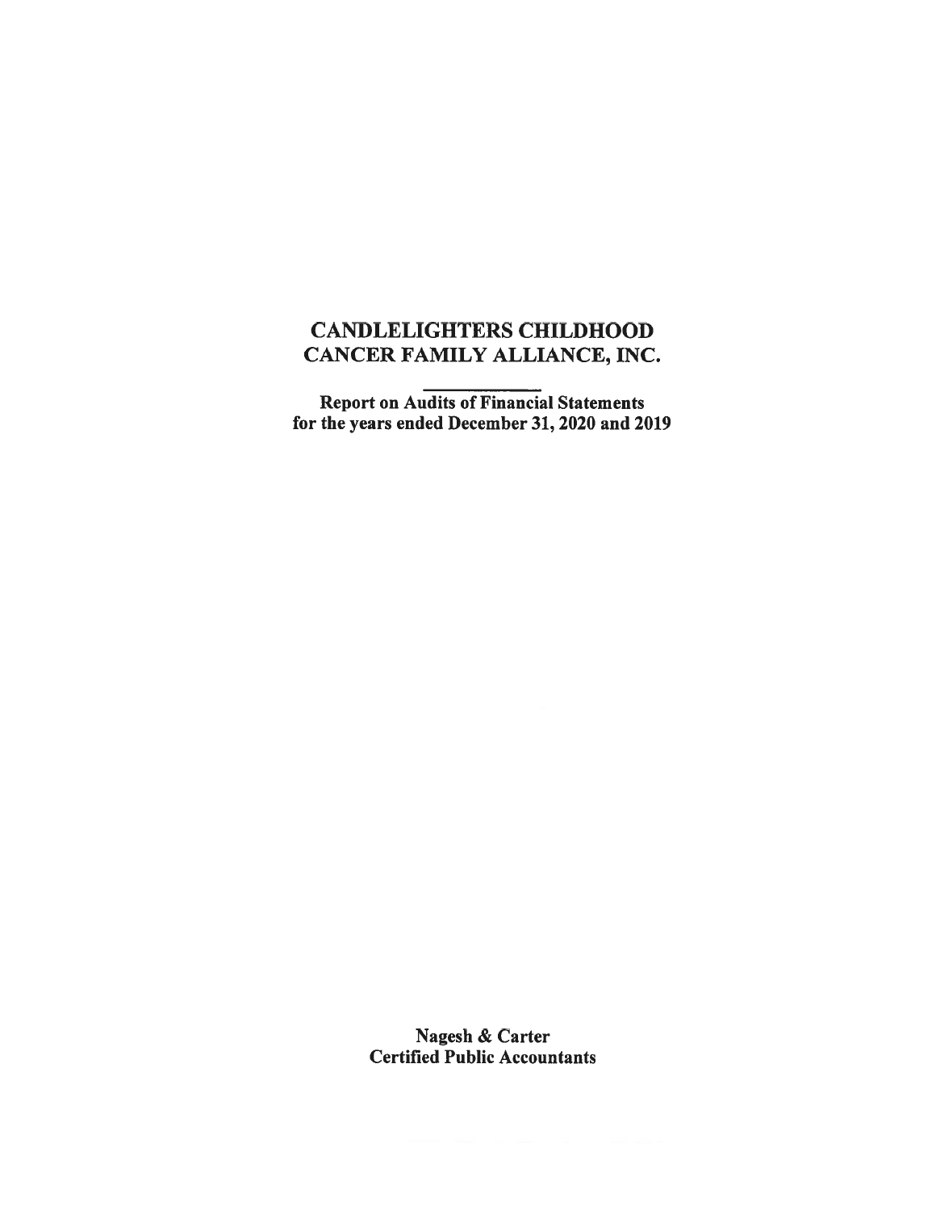# CANDLELIGHTERS CHILDHOOD CANCER FAMILY ALLIANCE, INC.

**Report on Audits of Financial Statements for the years ended December 31, 2020 and 2019**

**Nagesh & Carter**
**Certified Public Accountants**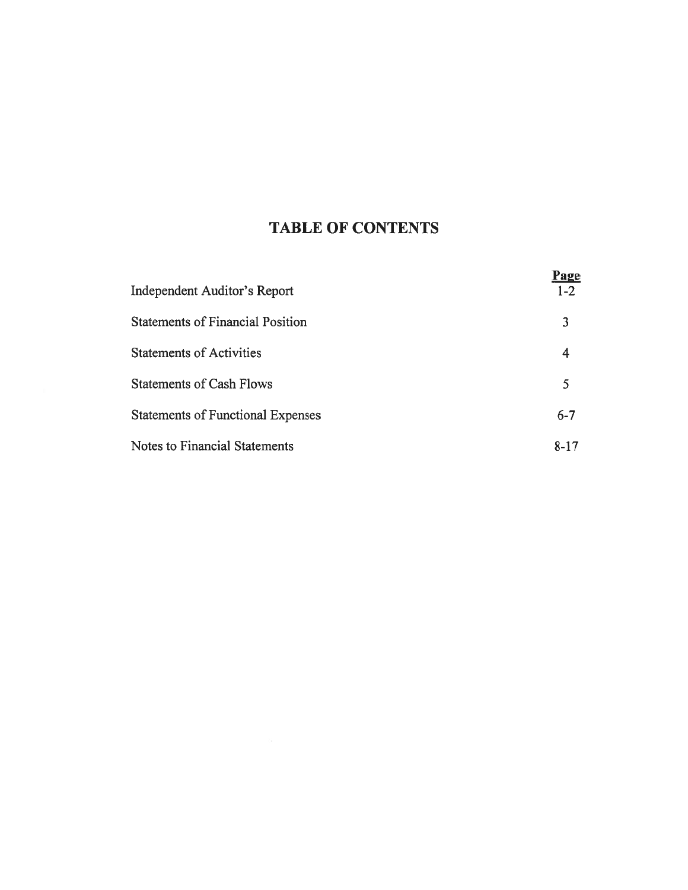# TABLE OF CONTENTS

| | Page |
|---|---|
| Independent Auditor's Report | 1-2 |
| Statements of Financial Position | 3 |
| Statements of Activities | 4 |
| Statements of Cash Flows | 5 |
| Statements of Functional Expenses | 6-7 |
| Notes to Financial Statements | 8-17 |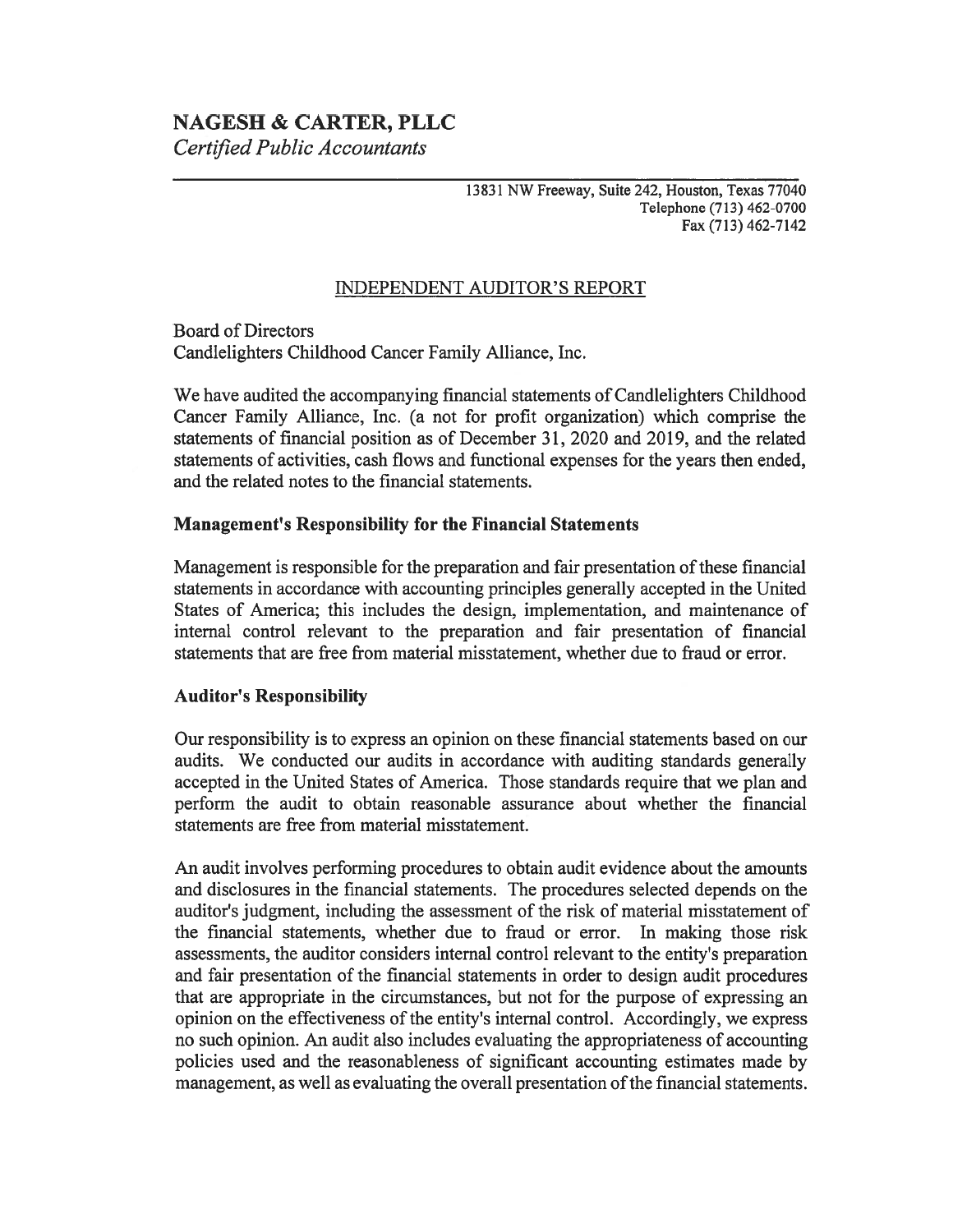# NAGESH & CARTER, PLLC

*Certified Public Accountants*

13831 NW Freeway, Suite 242, Houston, Texas 77040
Telephone (713) 462-0700
Fax (713) 462-7142

## INDEPENDENT AUDITOR'S REPORT

Board of Directors
Candlelighters Childhood Cancer Family Alliance, Inc.

We have audited the accompanying financial statements of Candlelighters Childhood Cancer Family Alliance, Inc. (a not for profit organization) which comprise the statements of financial position as of December 31, 2020 and 2019, and the related statements of activities, cash flows and functional expenses for the years then ended, and the related notes to the financial statements.

### Management's Responsibility for the Financial Statements

Management is responsible for the preparation and fair presentation of these financial statements in accordance with accounting principles generally accepted in the United States of America; this includes the design, implementation, and maintenance of internal control relevant to the preparation and fair presentation of financial statements that are free from material misstatement, whether due to fraud or error.

### Auditor's Responsibility

Our responsibility is to express an opinion on these financial statements based on our audits. We conducted our audits in accordance with auditing standards generally accepted in the United States of America. Those standards require that we plan and perform the audit to obtain reasonable assurance about whether the financial statements are free from material misstatement.

An audit involves performing procedures to obtain audit evidence about the amounts and disclosures in the financial statements. The procedures selected depends on the auditor's judgment, including the assessment of the risk of material misstatement of the financial statements, whether due to fraud or error. In making those risk assessments, the auditor considers internal control relevant to the entity's preparation and fair presentation of the financial statements in order to design audit procedures that are appropriate in the circumstances, but not for the purpose of expressing an opinion on the effectiveness of the entity's internal control. Accordingly, we express no such opinion. An audit also includes evaluating the appropriateness of accounting policies used and the reasonableness of significant accounting estimates made by management, as well as evaluating the overall presentation of the financial statements.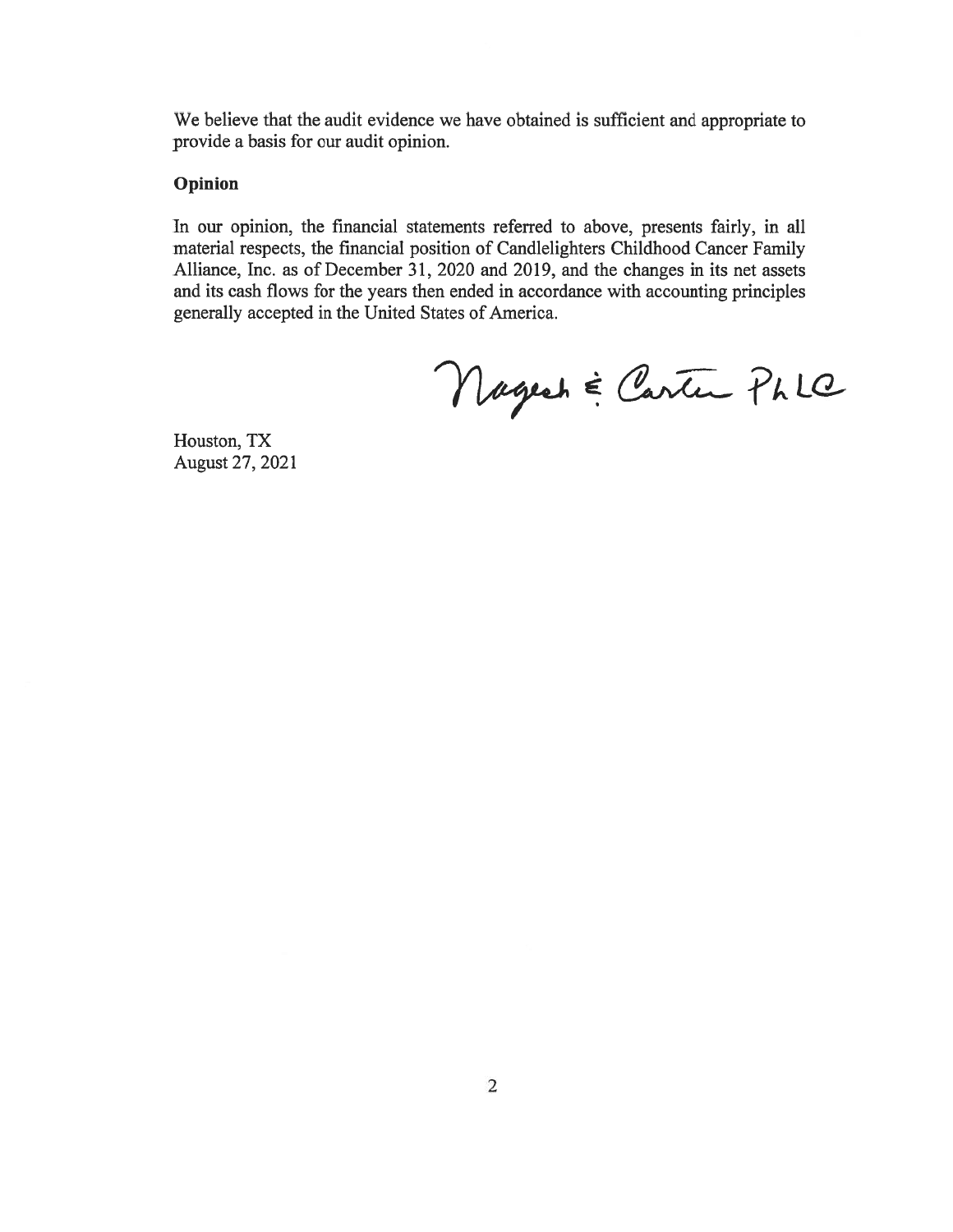We believe that the audit evidence we have obtained is sufficient and appropriate to provide a basis for our audit opinion.

**Opinion**

In our opinion, the financial statements referred to above, presents fairly, in all material respects, the financial position of Candlelighters Childhood Cancer Family Alliance, Inc. as of December 31, 2020 and 2019, and the changes in its net assets and its cash flows for the years then ended in accordance with accounting principles generally accepted in the United States of America.

Nagesh & Carter PLLC

Houston, TX
August 27, 2021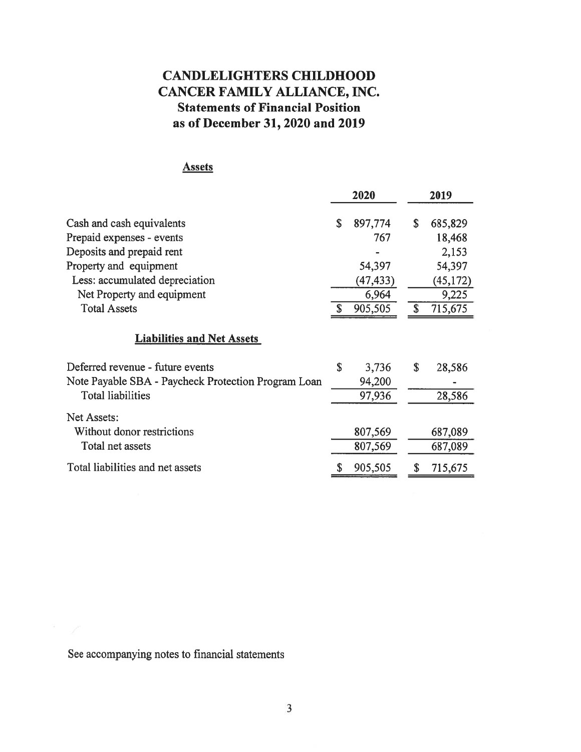# CANDLELIGHTERS CHILDHOOD CANCER FAMILY ALLIANCE, INC.

## Statements of Financial Position as of December 31, 2020 and 2019

### Assets

| | 2020 | 2019 |
|---|---|---|
| Cash and cash equivalents | $ 897,774 | $ 685,829 |
| Prepaid expenses - events | 767 | 18,468 |
| Deposits and prepaid rent | - | 2,153 |
| Property and equipment | 54,397 | 54,397 |
| Less: accumulated depreciation | (47,433) | (45,172) |
| Net Property and equipment | 6,964 | 9,225 |
| Total Assets | $ 905,505 | $ 715,675 |

### Liabilities and Net Assets

| | 2020 | 2019 |
|---|---|---|
| Deferred revenue - future events | $ 3,736 | $ 28,586 |
| Note Payable SBA - Paycheck Protection Program Loan | 94,200 | - |
| Total liabilities | 97,936 | 28,586 |
| Net Assets: | | |
| Without donor restrictions | 807,569 | 687,089 |
| Total net assets | 807,569 | 687,089 |
| Total liabilities and net assets | $ 905,505 | $ 715,675 |

See accompanying notes to financial statements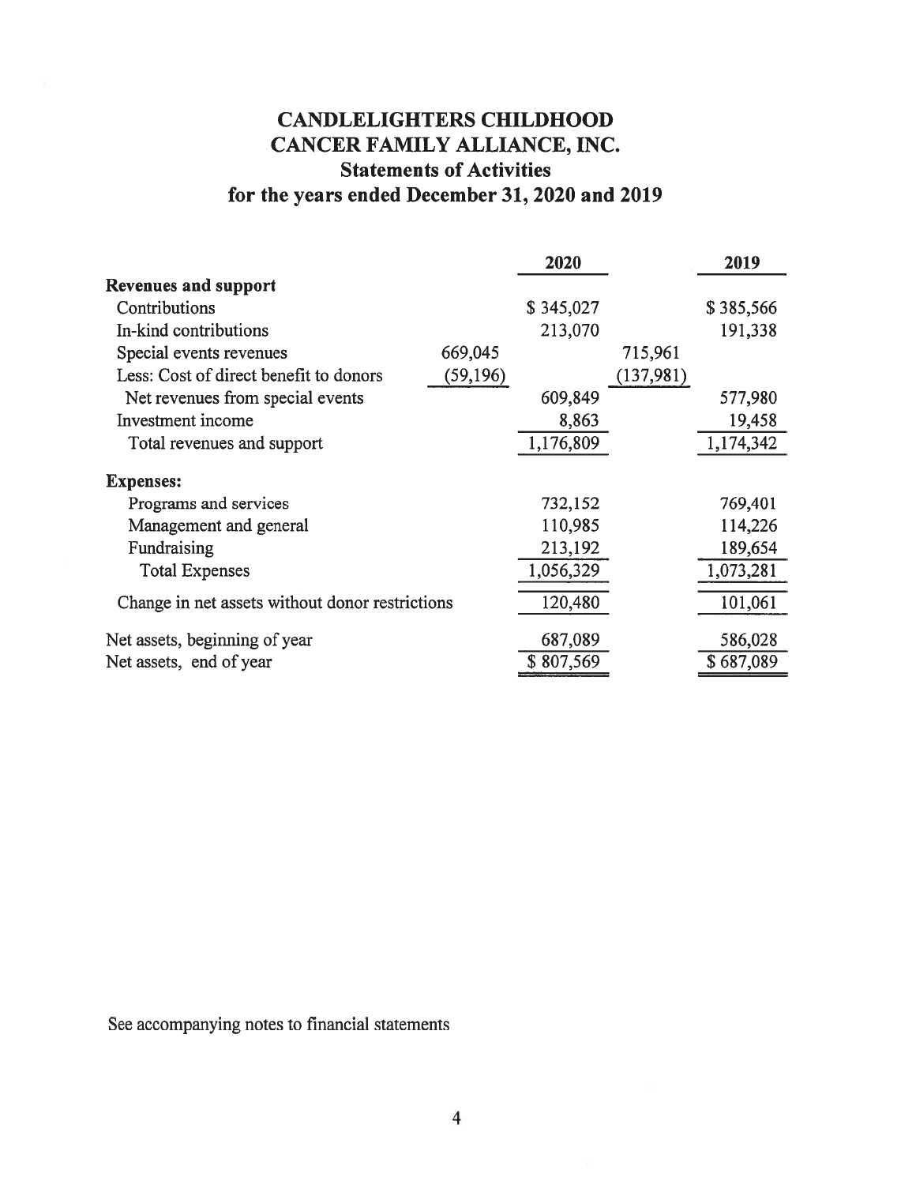# CANDLELIGHTERS CHILDHOOD CANCER FAMILY ALLIANCE, INC.

## Statements of Activities

## for the years ended December 31, 2020 and 2019

| | | 2020 | | 2019 |
|---|---|---|---|---|
| **Revenues and support** | | | | |
| Contributions | | $ 345,027 | | $ 385,566 |
| In-kind contributions | | 213,070 | | 191,338 |
| Special events revenues | 669,045 | | 715,961 | |
| Less: Cost of direct benefit to donors | (59,196) | | (137,981) | |
| Net revenues from special events | | 609,849 | | 577,980 |
| Investment income | | 8,863 | | 19,458 |
| Total revenues and support | | 1,176,809 | | 1,174,342 |
| **Expenses:** | | | | |
| Programs and services | | 732,152 | | 769,401 |
| Management and general | | 110,985 | | 114,226 |
| Fundraising | | 213,192 | | 189,654 |
| Total Expenses | | 1,056,329 | | 1,073,281 |
| Change in net assets without donor restrictions | | 120,480 | | 101,061 |
| Net assets, beginning of year | | 687,089 | | 586,028 |
| Net assets, end of year | | $ 807,569 | | $ 687,089 |

See accompanying notes to financial statements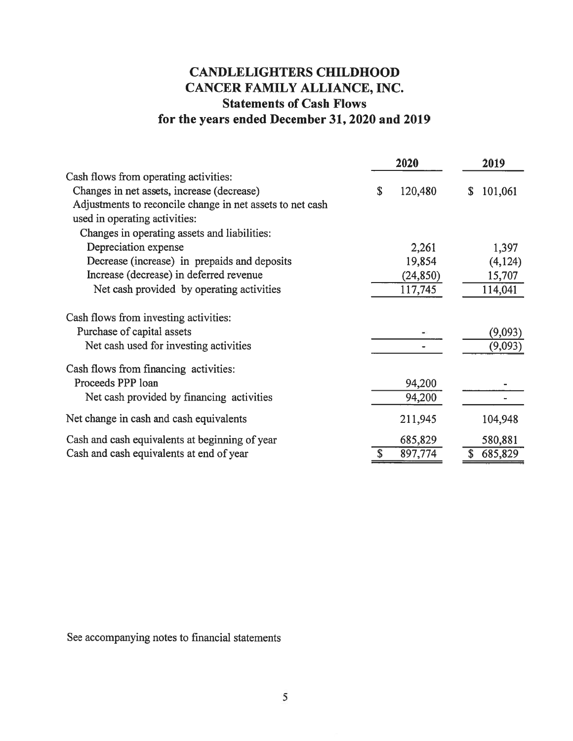# CANDLELIGHTERS CHILDHOOD CANCER FAMILY ALLIANCE, INC.

## Statements of Cash Flows

### for the years ended December 31, 2020 and 2019

| | 2020 | 2019 |
|---|---|---|
| Cash flows from operating activities: | | |
| Changes in net assets, increase (decrease) | $ 120,480 | $ 101,061 |
| Adjustments to reconcile change in net assets to net cash used in operating activities: | | |
| Changes in operating assets and liabilities: | | |
| Depreciation expense | 2,261 | 1,397 |
| Decrease (increase) in prepaids and deposits | 19,854 | (4,124) |
| Increase (decrease) in deferred revenue | (24,850) | 15,707 |
| Net cash provided by operating activities | 117,745 | 114,041 |
| Cash flows from investing activities: | | |
| Purchase of capital assets | - | (9,093) |
| Net cash used for investing activities | - | (9,093) |
| Cash flows from financing activities: | | |
| Proceeds PPP loan | 94,200 | - |
| Net cash provided by financing activities | 94,200 | - |
| Net change in cash and cash equivalents | 211,945 | 104,948 |
| Cash and cash equivalents at beginning of year | 685,829 | 580,881 |
| Cash and cash equivalents at end of year | $ 897,774 | $ 685,829 |

See accompanying notes to financial statements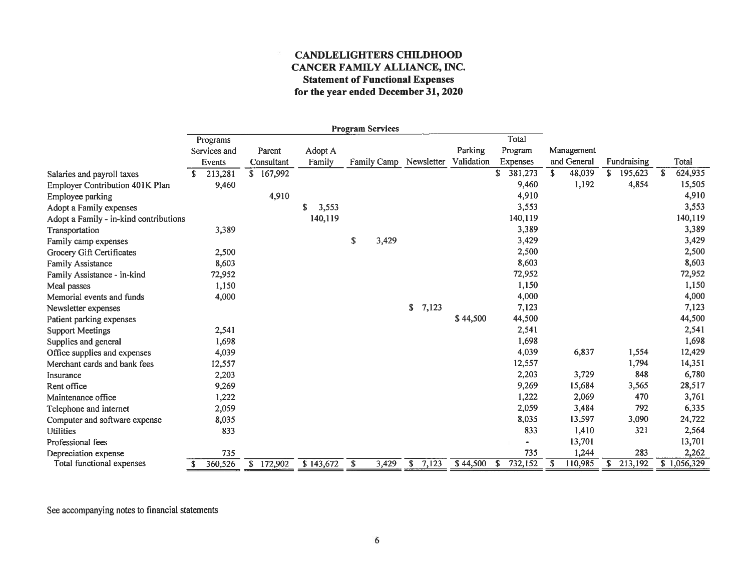# CANDLELIGHTERS CHILDHOOD CANCER FAMILY ALLIANCE, INC.

## Statement of Functional Expenses

### for the year ended December 31, 2020

| | Program Services | | | | | | | | | |
|---|---|---|---|---|---|---|---|---|---|---|
| | Programs Services and Events | Parent Consultant | Adopt A Family | Family Camp | Newsletter | Parking Validation | Total Program Expenses | Management and General | Fundraising | Total |
| Salaries and payroll taxes | $ 213,281 | $ 167,992 | | | | | $ 381,273 | $ 48,039 | $ 195,623 | $ 624,935 |
| Employer Contribution 401K Plan | 9,460 | | | | | | 9,460 | 1,192 | 4,854 | 15,505 |
| Employee parking | | 4,910 | | | | | 4,910 | | | 4,910 |
| Adopt a Family expenses | | | $ 3,553 | | | | 3,553 | | | 3,553 |
| Adopt a Family - in-kind contributions | | | 140,119 | | | | 140,119 | | | 140,119 |
| Transportation | 3,389 | | | | | | 3,389 | | | 3,389 |
| Family camp expenses | | | | $ 3,429 | | | 3,429 | | | 3,429 |
| Grocery Gift Certificates | 2,500 | | | | | | 2,500 | | | 2,500 |
| Family Assistance | 8,603 | | | | | | 8,603 | | | 8,603 |
| Family Assistance - in-kind | 72,952 | | | | | | 72,952 | | | 72,952 |
| Meal passes | 1,150 | | | | | | 1,150 | | | 1,150 |
| Memorial events and funds | 4,000 | | | | | | 4,000 | | | 4,000 |
| Newsletter expenses | | | | | $ 7,123 | | 7,123 | | | 7,123 |
| Patient parking expenses | | | | | | $ 44,500 | 44,500 | | | 44,500 |
| Support Meetings | 2,541 | | | | | | 2,541 | | | 2,541 |
| Supplies and general | 1,698 | | | | | | 1,698 | | | 1,698 |
| Office supplies and expenses | 4,039 | | | | | | 4,039 | 6,837 | 1,554 | 12,429 |
| Merchant cards and bank fees | 12,557 | | | | | | 12,557 | | 1,794 | 14,351 |
| Insurance | 2,203 | | | | | | 2,203 | 3,729 | 848 | 6,780 |
| Rent office | 9,269 | | | | | | 9,269 | 15,684 | 3,565 | 28,517 |
| Maintenance office | 1,222 | | | | | | 1,222 | 2,069 | 470 | 3,761 |
| Telephone and internet | 2,059 | | | | | | 2,059 | 3,484 | 792 | 6,335 |
| Computer and software expense | 8,035 | | | | | | 8,035 | 13,597 | 3,090 | 24,722 |
| Utilities | 833 | | | | | | 833 | 1,410 | 321 | 2,564 |
| Professional fees | | | | | | | - | 13,701 | | 13,701 |
| Depreciation expense | 735 | | | | | | 735 | 1,244 | 283 | 2,262 |
| Total functional expenses | $ 360,526 | $ 172,902 | $ 143,672 | $ 3,429 | $ 7,123 | $ 44,500 | $ 732,152 | $ 110,985 | $ 213,192 | $ 1,056,329 |

See accompanying notes to financial statements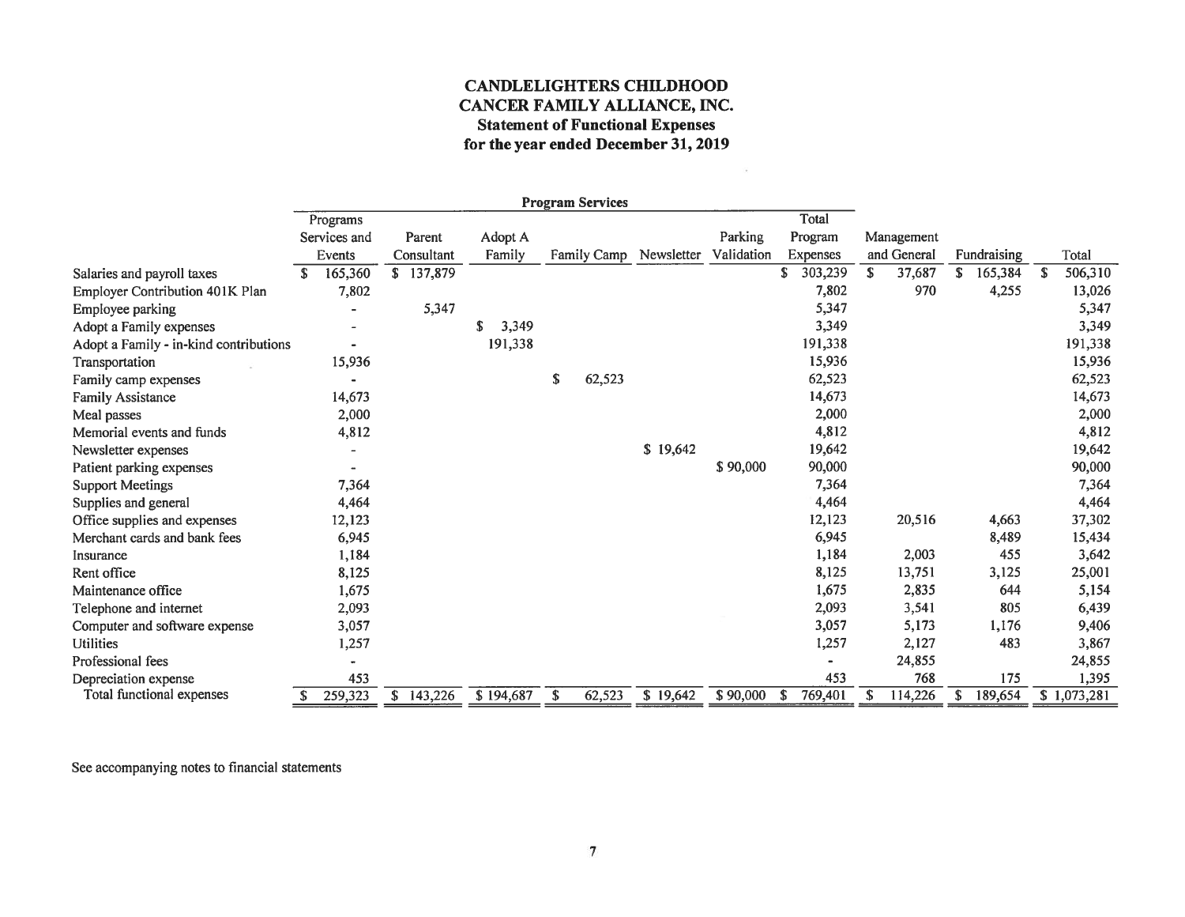# CANDLELIGHTERS CHILDHOOD CANCER FAMILY ALLIANCE, INC.

## Statement of Functional Expenses

### for the year ended December 31, 2019

| | Program Services | | | | | | | | | |
|---|---|---|---|---|---|---|---|---|---|---|
| | Programs Services and Events | Parent Consultant | Adopt A Family | Family Camp | Newsletter | Parking Validation | Total Program Expenses | Management and General | Fundraising | Total |
| Salaries and payroll taxes | $ 165,360 | $ 137,879 | | | | | $ 303,239 | $ 37,687 | $ 165,384 | $ 506,310 |
| Employer Contribution 401K Plan | 7,802 | | | | | | 7,802 | 970 | 4,255 | 13,026 |
| Employee parking | - | 5,347 | | | | | 5,347 | | | 5,347 |
| Adopt a Family expenses | - | | $ 3,349 | | | | 3,349 | | | 3,349 |
| Adopt a Family - in-kind contributions | - | | 191,338 | | | | 191,338 | | | 191,338 |
| Transportation | 15,936 | | | | | | 15,936 | | | 15,936 |
| Family camp expenses | - | | | $ 62,523 | | | 62,523 | | | 62,523 |
| Family Assistance | 14,673 | | | | | | 14,673 | | | 14,673 |
| Meal passes | 2,000 | | | | | | 2,000 | | | 2,000 |
| Memorial events and funds | 4,812 | | | | | | 4,812 | | | 4,812 |
| Newsletter expenses | - | | | | $ 19,642 | | 19,642 | | | 19,642 |
| Patient parking expenses | - | | | | | $ 90,000 | 90,000 | | | 90,000 |
| Support Meetings | 7,364 | | | | | | 7,364 | | | 7,364 |
| Supplies and general | 4,464 | | | | | | 4,464 | | | 4,464 |
| Office supplies and expenses | 12,123 | | | | | | 12,123 | 20,516 | 4,663 | 37,302 |
| Merchant cards and bank fees | 6,945 | | | | | | 6,945 | | 8,489 | 15,434 |
| Insurance | 1,184 | | | | | | 1,184 | 2,003 | 455 | 3,642 |
| Rent office | 8,125 | | | | | | 8,125 | 13,751 | 3,125 | 25,001 |
| Maintenance office | 1,675 | | | | | | 1,675 | 2,835 | 644 | 5,154 |
| Telephone and internet | 2,093 | | | | | | 2,093 | 3,541 | 805 | 6,439 |
| Computer and software expense | 3,057 | | | | | | 3,057 | 5,173 | 1,176 | 9,406 |
| Utilities | 1,257 | | | | | | 1,257 | 2,127 | 483 | 3,867 |
| Professional fees | - | | | | | | - | 24,855 | | 24,855 |
| Depreciation expense | 453 | | | | | | 453 | 768 | 175 | 1,395 |
| Total functional expenses | $ 259,323 | $ 143,226 | $ 194,687 | $ 62,523 | $ 19,642 | $ 90,000 | $ 769,401 | $ 114,226 | $ 189,654 | $ 1,073,281 |

See accompanying notes to financial statements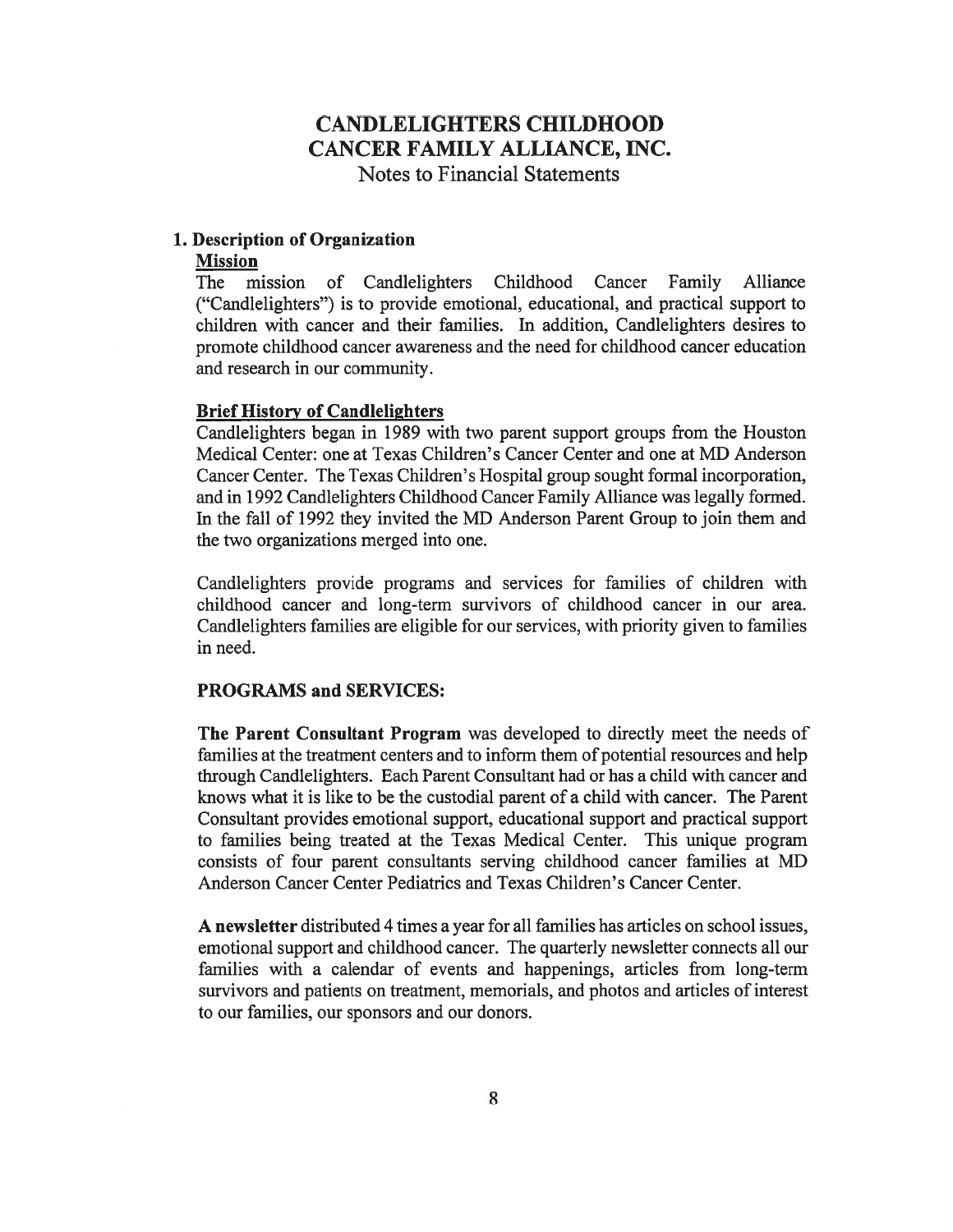# CANDLELIGHTERS CHILDHOOD CANCER FAMILY ALLIANCE, INC.

Notes to Financial Statements

## 1. Description of Organization

### Mission

The mission of Candlelighters Childhood Cancer Family Alliance ("Candlelighters") is to provide emotional, educational, and practical support to children with cancer and their families. In addition, Candlelighters desires to promote childhood cancer awareness and the need for childhood cancer education and research in our community.

### Brief History of Candlelighters

Candlelighters began in 1989 with two parent support groups from the Houston Medical Center: one at Texas Children's Cancer Center and one at MD Anderson Cancer Center. The Texas Children's Hospital group sought formal incorporation, and in 1992 Candlelighters Childhood Cancer Family Alliance was legally formed. In the fall of 1992 they invited the MD Anderson Parent Group to join them and the two organizations merged into one.

Candlelighters provide programs and services for families of children with childhood cancer and long-term survivors of childhood cancer in our area. Candlelighters families are eligible for our services, with priority given to families in need.

### PROGRAMS and SERVICES:

**The Parent Consultant Program** was developed to directly meet the needs of families at the treatment centers and to inform them of potential resources and help through Candlelighters. Each Parent Consultant had or has a child with cancer and knows what it is like to be the custodial parent of a child with cancer. The Parent Consultant provides emotional support, educational support and practical support to families being treated at the Texas Medical Center. This unique program consists of four parent consultants serving childhood cancer families at MD Anderson Cancer Center Pediatrics and Texas Children's Cancer Center.

**A newsletter** distributed 4 times a year for all families has articles on school issues, emotional support and childhood cancer. The quarterly newsletter connects all our families with a calendar of events and happenings, articles from long-term survivors and patients on treatment, memorials, and photos and articles of interest to our families, our sponsors and our donors.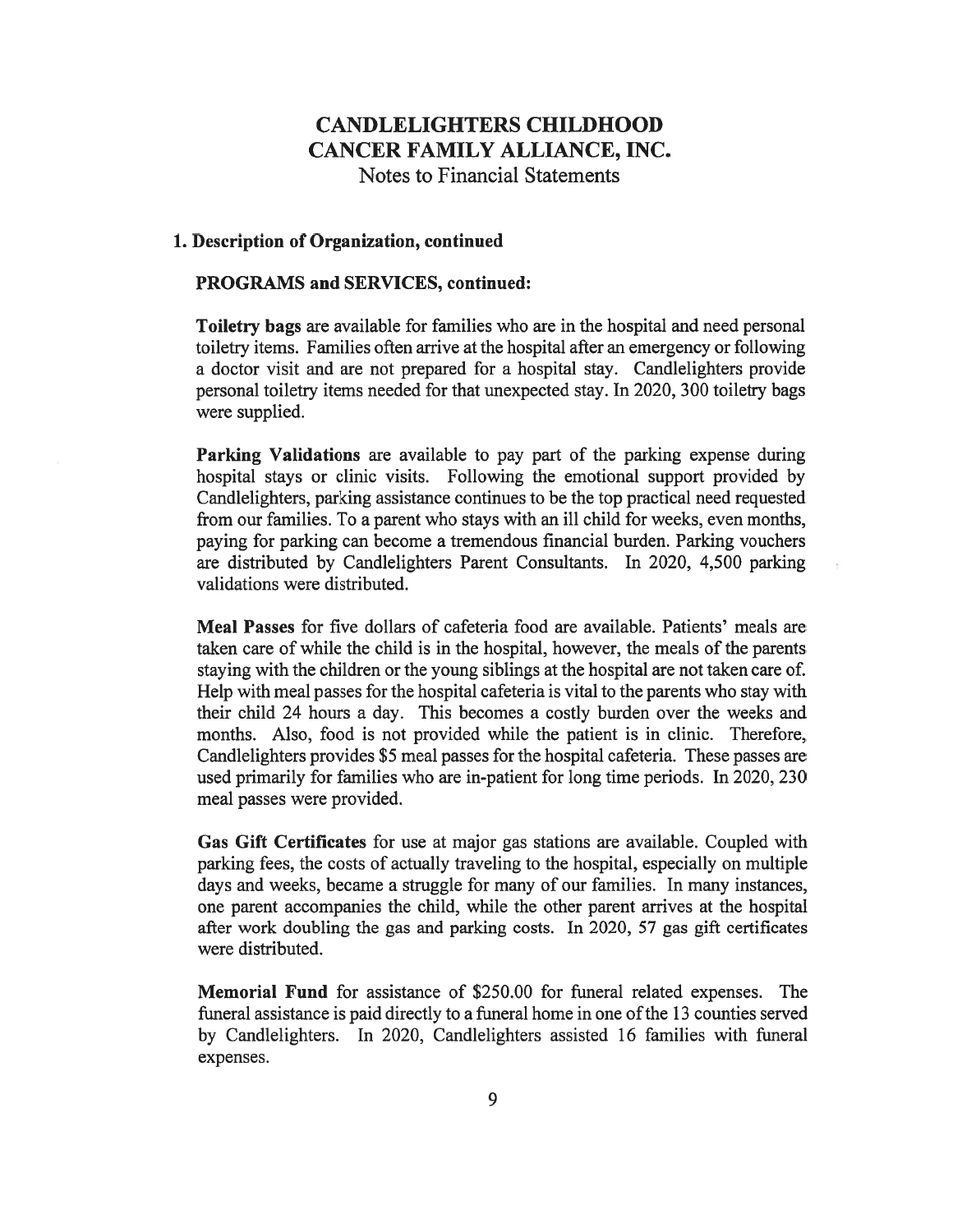# CANDLELIGHTERS CHILDHOOD CANCER FAMILY ALLIANCE, INC.

Notes to Financial Statements

### 1. Description of Organization, continued

#### PROGRAMS and SERVICES, continued:

**Toiletry bags** are available for families who are in the hospital and need personal toiletry items. Families often arrive at the hospital after an emergency or following a doctor visit and are not prepared for a hospital stay. Candlelighters provide personal toiletry items needed for that unexpected stay. In 2020, 300 toiletry bags were supplied.

**Parking Validations** are available to pay part of the parking expense during hospital stays or clinic visits. Following the emotional support provided by Candlelighters, parking assistance continues to be the top practical need requested from our families. To a parent who stays with an ill child for weeks, even months, paying for parking can become a tremendous financial burden. Parking vouchers are distributed by Candlelighters Parent Consultants. In 2020, 4,500 parking validations were distributed.

**Meal Passes** for five dollars of cafeteria food are available. Patients' meals are taken care of while the child is in the hospital, however, the meals of the parents staying with the children or the young siblings at the hospital are not taken care of. Help with meal passes for the hospital cafeteria is vital to the parents who stay with their child 24 hours a day. This becomes a costly burden over the weeks and months. Also, food is not provided while the patient is in clinic. Therefore, Candlelighters provides $5 meal passes for the hospital cafeteria. These passes are used primarily for families who are in-patient for long time periods. In 2020, 230 meal passes were provided.

**Gas Gift Certificates** for use at major gas stations are available. Coupled with parking fees, the costs of actually traveling to the hospital, especially on multiple days and weeks, became a struggle for many of our families. In many instances, one parent accompanies the child, while the other parent arrives at the hospital after work doubling the gas and parking costs. In 2020, 57 gas gift certificates were distributed.

**Memorial Fund** for assistance of $250.00 for funeral related expenses. The funeral assistance is paid directly to a funeral home in one of the 13 counties served by Candlelighters. In 2020, Candlelighters assisted 16 families with funeral expenses.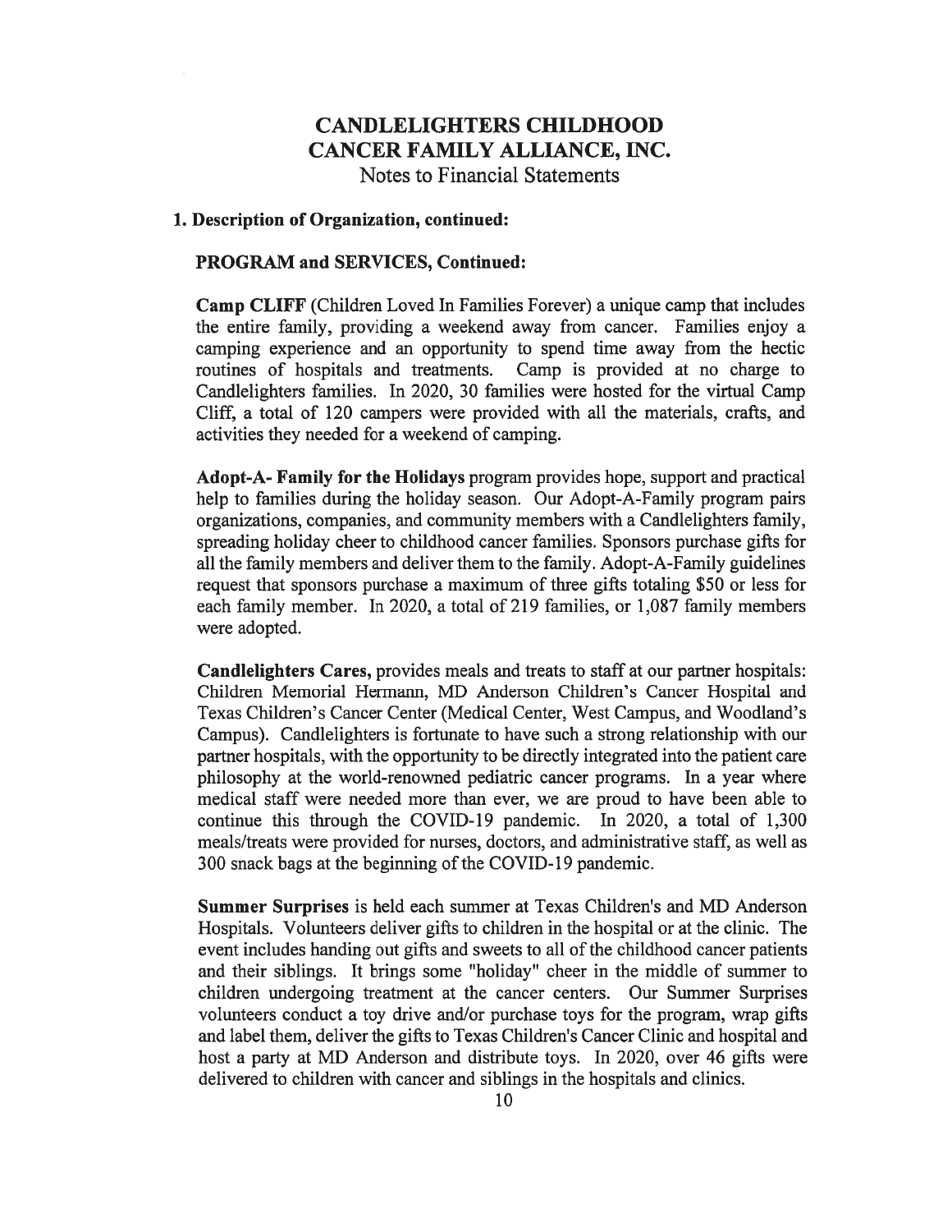# CANDLELIGHTERS CHILDHOOD CANCER FAMILY ALLIANCE, INC.

Notes to Financial Statements

## 1. Description of Organization, continued:

### PROGRAM and SERVICES, Continued:

**Camp CLIFF** (Children Loved In Families Forever) a unique camp that includes the entire family, providing a weekend away from cancer. Families enjoy a camping experience and an opportunity to spend time away from the hectic routines of hospitals and treatments. Camp is provided at no charge to Candlelighters families. In 2020, 30 families were hosted for the virtual Camp Cliff, a total of 120 campers were provided with all the materials, crafts, and activities they needed for a weekend of camping.

**Adopt-A- Family for the Holidays** program provides hope, support and practical help to families during the holiday season. Our Adopt-A-Family program pairs organizations, companies, and community members with a Candlelighters family, spreading holiday cheer to childhood cancer families. Sponsors purchase gifts for all the family members and deliver them to the family. Adopt-A-Family guidelines request that sponsors purchase a maximum of three gifts totaling $50 or less for each family member. In 2020, a total of 219 families, or 1,087 family members were adopted.

**Candlelighters Cares,** provides meals and treats to staff at our partner hospitals: Children Memorial Hermann, MD Anderson Children's Cancer Hospital and Texas Children's Cancer Center (Medical Center, West Campus, and Woodland's Campus). Candlelighters is fortunate to have such a strong relationship with our partner hospitals, with the opportunity to be directly integrated into the patient care philosophy at the world-renowned pediatric cancer programs. In a year where medical staff were needed more than ever, we are proud to have been able to continue this through the COVID-19 pandemic. In 2020, a total of 1,300 meals/treats were provided for nurses, doctors, and administrative staff, as well as 300 snack bags at the beginning of the COVID-19 pandemic.

**Summer Surprises** is held each summer at Texas Children's and MD Anderson Hospitals. Volunteers deliver gifts to children in the hospital or at the clinic. The event includes handing out gifts and sweets to all of the childhood cancer patients and their siblings. It brings some "holiday" cheer in the middle of summer to children undergoing treatment at the cancer centers. Our Summer Surprises volunteers conduct a toy drive and/or purchase toys for the program, wrap gifts and label them, deliver the gifts to Texas Children's Cancer Clinic and hospital and host a party at MD Anderson and distribute toys. In 2020, over 46 gifts were delivered to children with cancer and siblings in the hospitals and clinics.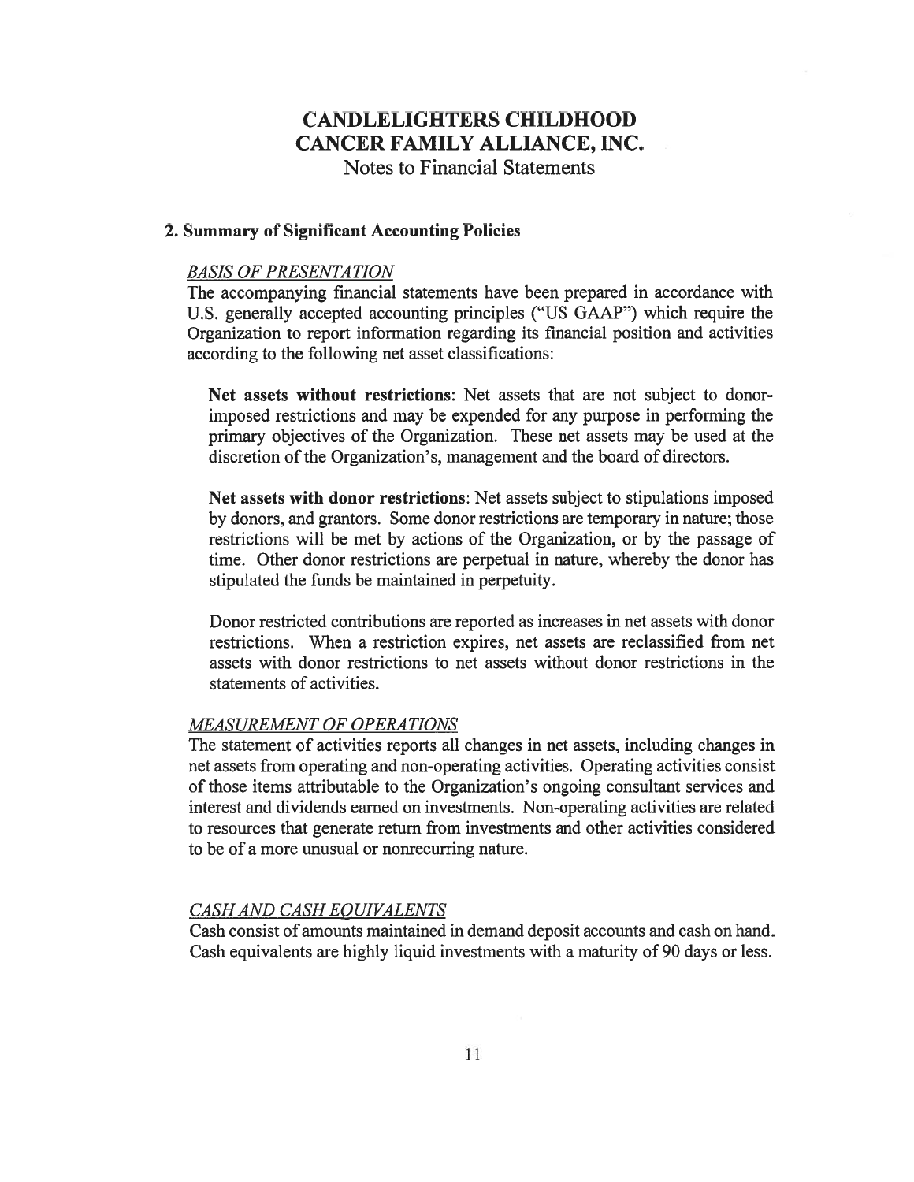# CANDLELIGHTERS CHILDHOOD CANCER FAMILY ALLIANCE, INC.

Notes to Financial Statements

## 2. Summary of Significant Accounting Policies

### *BASIS OF PRESENTATION*

The accompanying financial statements have been prepared in accordance with U.S. generally accepted accounting principles ("US GAAP") which require the Organization to report information regarding its financial position and activities according to the following net asset classifications:

**Net assets without restrictions**: Net assets that are not subject to donor-imposed restrictions and may be expended for any purpose in performing the primary objectives of the Organization. These net assets may be used at the discretion of the Organization's, management and the board of directors.

**Net assets with donor restrictions**: Net assets subject to stipulations imposed by donors, and grantors. Some donor restrictions are temporary in nature; those restrictions will be met by actions of the Organization, or by the passage of time. Other donor restrictions are perpetual in nature, whereby the donor has stipulated the funds be maintained in perpetuity.

Donor restricted contributions are reported as increases in net assets with donor restrictions. When a restriction expires, net assets are reclassified from net assets with donor restrictions to net assets without donor restrictions in the statements of activities.

### *MEASUREMENT OF OPERATIONS*

The statement of activities reports all changes in net assets, including changes in net assets from operating and non-operating activities. Operating activities consist of those items attributable to the Organization's ongoing consultant services and interest and dividends earned on investments. Non-operating activities are related to resources that generate return from investments and other activities considered to be of a more unusual or nonrecurring nature.

### *CASH AND CASH EQUIVALENTS*

Cash consist of amounts maintained in demand deposit accounts and cash on hand. Cash equivalents are highly liquid investments with a maturity of 90 days or less.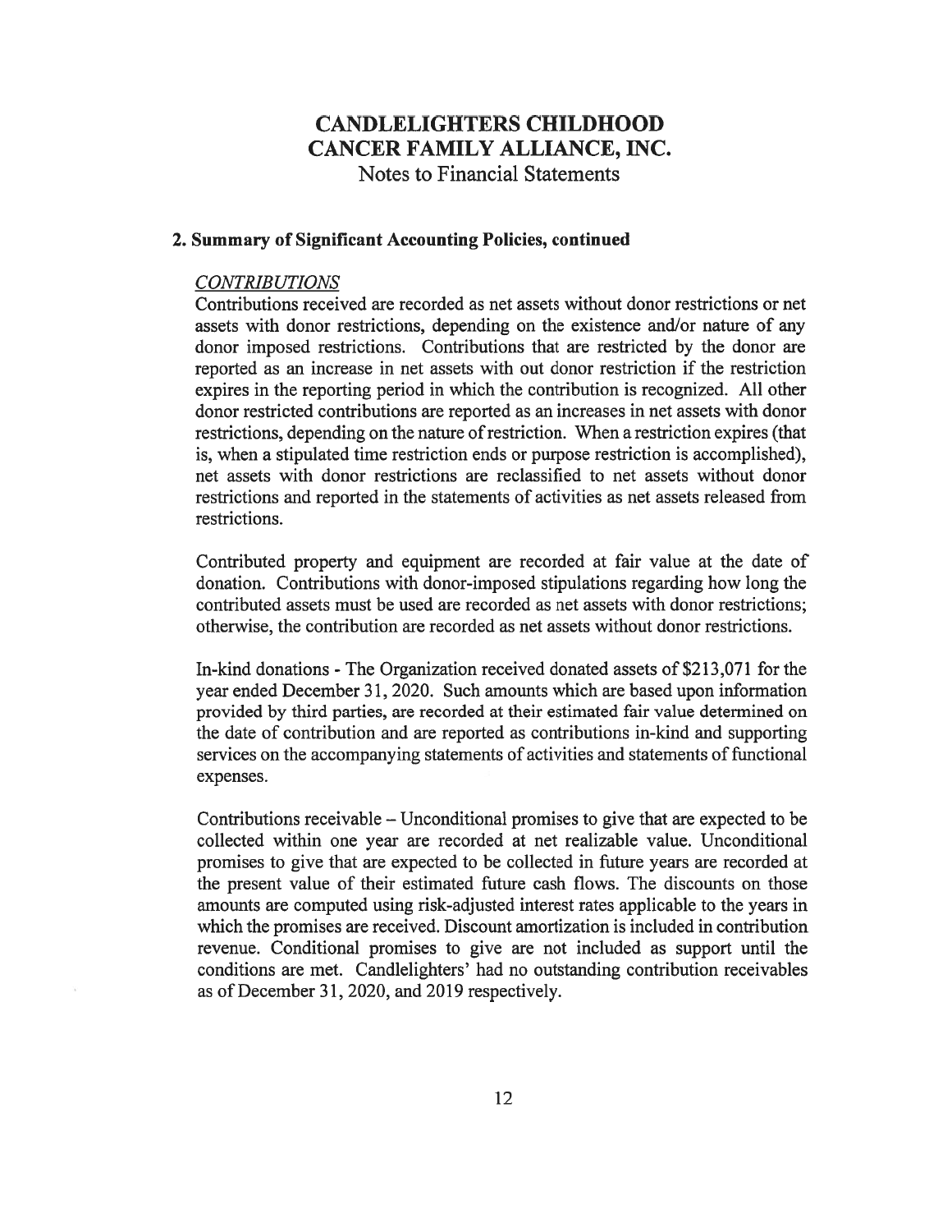# CANDLELIGHTERS CHILDHOOD CANCER FAMILY ALLIANCE, INC.

Notes to Financial Statements

## 2. Summary of Significant Accounting Policies, continued

### *CONTRIBUTIONS*

Contributions received are recorded as net assets without donor restrictions or net assets with donor restrictions, depending on the existence and/or nature of any donor imposed restrictions. Contributions that are restricted by the donor are reported as an increase in net assets with out donor restriction if the restriction expires in the reporting period in which the contribution is recognized. All other donor restricted contributions are reported as an increases in net assets with donor restrictions, depending on the nature of restriction. When a restriction expires (that is, when a stipulated time restriction ends or purpose restriction is accomplished), net assets with donor restrictions are reclassified to net assets without donor restrictions and reported in the statements of activities as net assets released from restrictions.

Contributed property and equipment are recorded at fair value at the date of donation. Contributions with donor-imposed stipulations regarding how long the contributed assets must be used are recorded as net assets with donor restrictions; otherwise, the contribution are recorded as net assets without donor restrictions.

In-kind donations - The Organization received donated assets of $213,071 for the year ended December 31, 2020. Such amounts which are based upon information provided by third parties, are recorded at their estimated fair value determined on the date of contribution and are reported as contributions in-kind and supporting services on the accompanying statements of activities and statements of functional expenses.

Contributions receivable – Unconditional promises to give that are expected to be collected within one year are recorded at net realizable value. Unconditional promises to give that are expected to be collected in future years are recorded at the present value of their estimated future cash flows. The discounts on those amounts are computed using risk-adjusted interest rates applicable to the years in which the promises are received. Discount amortization is included in contribution revenue. Conditional promises to give are not included as support until the conditions are met. Candlelighters' had no outstanding contribution receivables as of December 31, 2020, and 2019 respectively.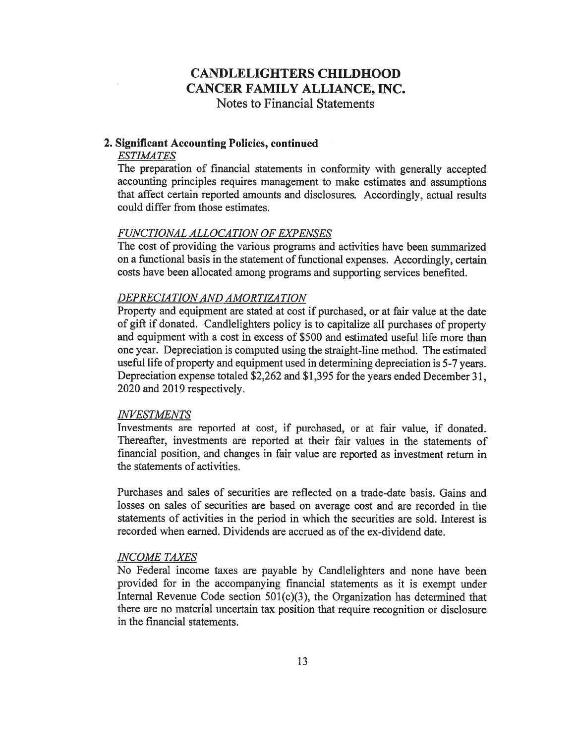# CANDLELIGHTERS CHILDHOOD CANCER FAMILY ALLIANCE, INC.
Notes to Financial Statements

## 2. Significant Accounting Policies, continued

*ESTIMATES*

The preparation of financial statements in conformity with generally accepted accounting principles requires management to make estimates and assumptions that affect certain reported amounts and disclosures. Accordingly, actual results could differ from those estimates.

*FUNCTIONAL ALLOCATION OF EXPENSES*

The cost of providing the various programs and activities have been summarized on a functional basis in the statement of functional expenses. Accordingly, certain costs have been allocated among programs and supporting services benefited.

*DEPRECIATION AND AMORTIZATION*

Property and equipment are stated at cost if purchased, or at fair value at the date of gift if donated. Candlelighters policy is to capitalize all purchases of property and equipment with a cost in excess of $500 and estimated useful life more than one year. Depreciation is computed using the straight-line method. The estimated useful life of property and equipment used in determining depreciation is 5-7 years. Depreciation expense totaled $2,262 and $1,395 for the years ended December 31, 2020 and 2019 respectively.

*INVESTMENTS*

Investments are reported at cost, if purchased, or at fair value, if donated. Thereafter, investments are reported at their fair values in the statements of financial position, and changes in fair value are reported as investment return in the statements of activities.

Purchases and sales of securities are reflected on a trade-date basis. Gains and losses on sales of securities are based on average cost and are recorded in the statements of activities in the period in which the securities are sold. Interest is recorded when earned. Dividends are accrued as of the ex-dividend date.

*INCOME TAXES*

No Federal income taxes are payable by Candlelighters and none have been provided for in the accompanying financial statements as it is exempt under Internal Revenue Code section 501(c)(3), the Organization has determined that there are no material uncertain tax position that require recognition or disclosure in the financial statements.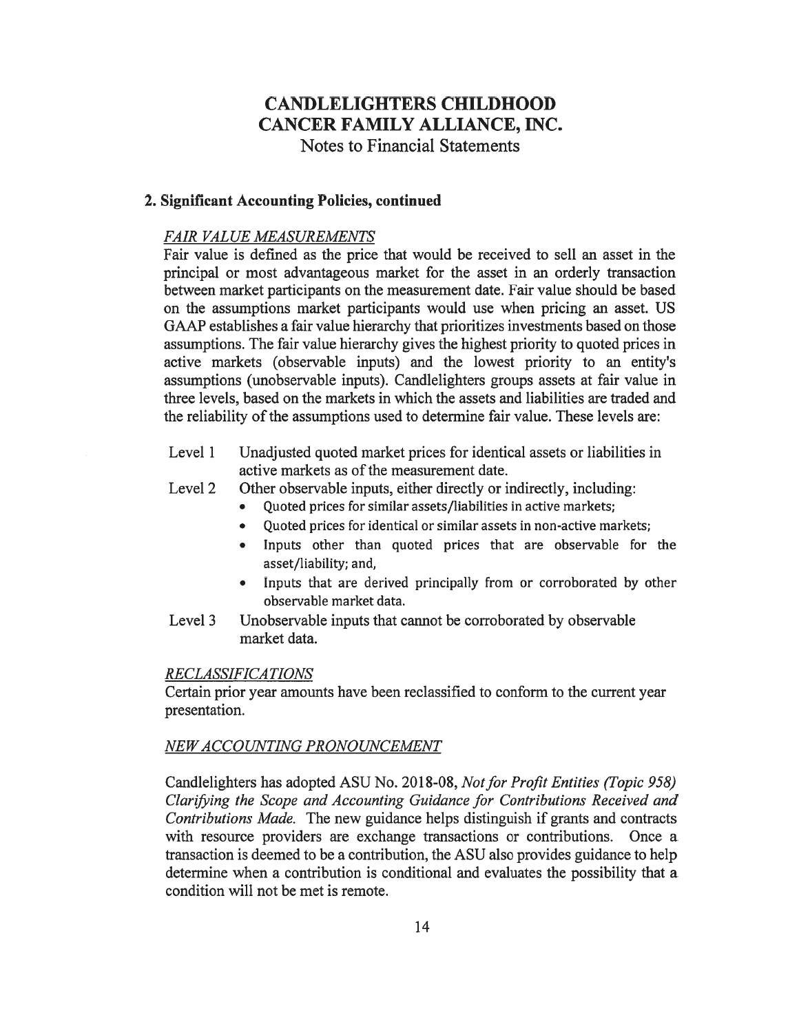# CANDLELIGHTERS CHILDHOOD CANCER FAMILY ALLIANCE, INC.

Notes to Financial Statements

## 2. Significant Accounting Policies, continued

*FAIR VALUE MEASUREMENTS*

Fair value is defined as the price that would be received to sell an asset in the principal or most advantageous market for the asset in an orderly transaction between market participants on the measurement date. Fair value should be based on the assumptions market participants would use when pricing an asset. US GAAP establishes a fair value hierarchy that prioritizes investments based on those assumptions. The fair value hierarchy gives the highest priority to quoted prices in active markets (observable inputs) and the lowest priority to an entity's assumptions (unobservable inputs). Candlelighters groups assets at fair value in three levels, based on the markets in which the assets and liabilities are traded and the reliability of the assumptions used to determine fair value. These levels are:

Level 1 Unadjusted quoted market prices for identical assets or liabilities in active markets as of the measurement date.

Level 2 Other observable inputs, either directly or indirectly, including:

- Quoted prices for similar assets/liabilities in active markets;
- Quoted prices for identical or similar assets in non-active markets;
- Inputs other than quoted prices that are observable for the asset/liability; and,
- Inputs that are derived principally from or corroborated by other observable market data.

Level 3 Unobservable inputs that cannot be corroborated by observable market data.

*RECLASSIFICATIONS*

Certain prior year amounts have been reclassified to conform to the current year presentation.

*NEW ACCOUNTING PRONOUNCEMENT*

Candlelighters has adopted ASU No. 2018-08, *Not for Profit Entities (Topic 958) Clarifying the Scope and Accounting Guidance for Contributions Received and Contributions Made.* The new guidance helps distinguish if grants and contracts with resource providers are exchange transactions or contributions. Once a transaction is deemed to be a contribution, the ASU also provides guidance to help determine when a contribution is conditional and evaluates the possibility that a condition will not be met is remote.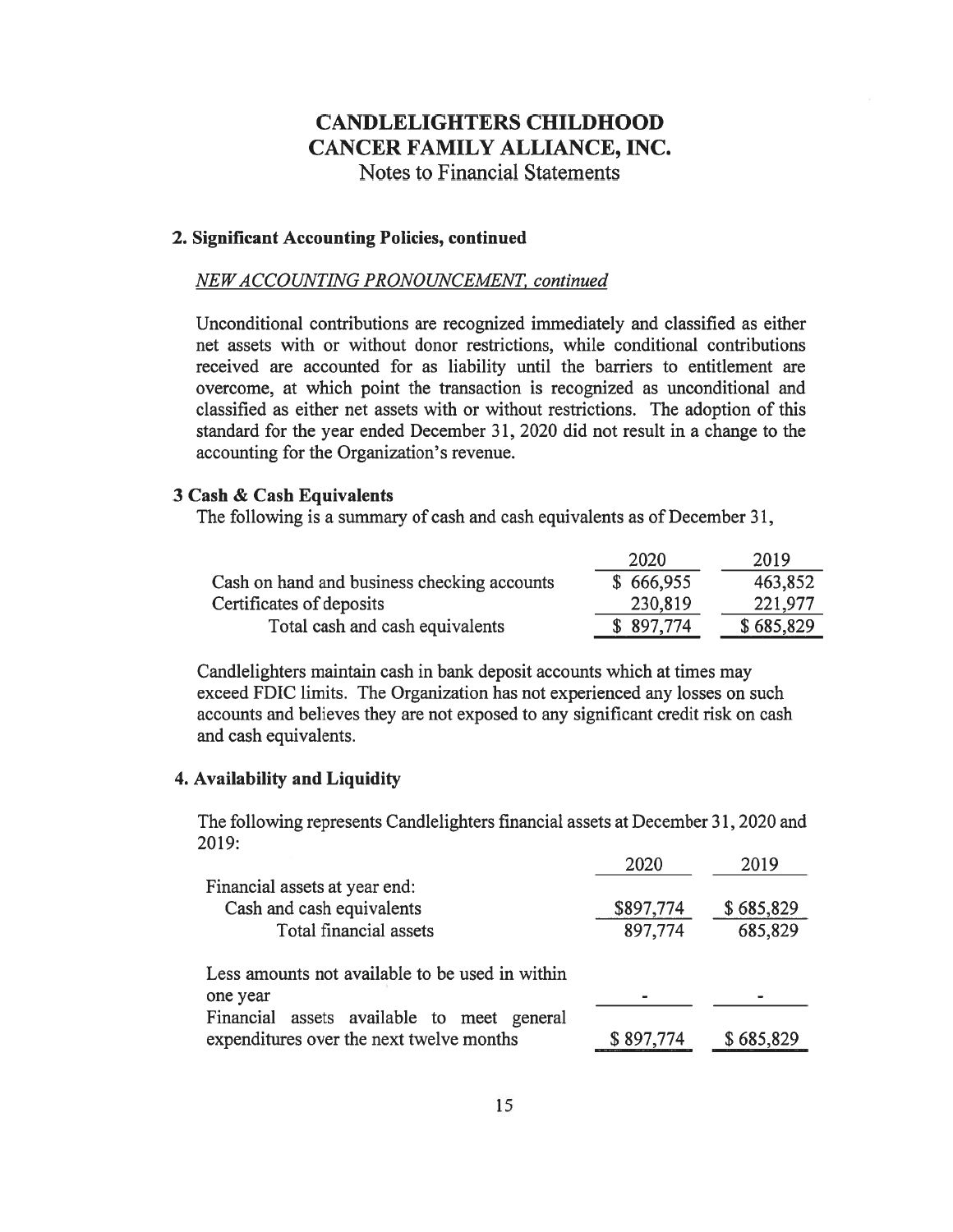# CANDLELIGHTERS CHILDHOOD CANCER FAMILY ALLIANCE, INC.

Notes to Financial Statements

### 2. Significant Accounting Policies, continued

*NEW ACCOUNTING PRONOUNCEMENT, continued*

Unconditional contributions are recognized immediately and classified as either net assets with or without donor restrictions, while conditional contributions received are accounted for as liability until the barriers to entitlement are overcome, at which point the transaction is recognized as unconditional and classified as either net assets with or without restrictions. The adoption of this standard for the year ended December 31, 2020 did not result in a change to the accounting for the Organization's revenue.

### 3 Cash & Cash Equivalents

The following is a summary of cash and cash equivalents as of December 31,

| | 2020 | 2019 |
|---|---|---|
| Cash on hand and business checking accounts | $ 666,955 | 463,852 |
| Certificates of deposits | 230,819 | 221,977 |
| Total cash and cash equivalents | $ 897,774 | $ 685,829 |

Candlelighters maintain cash in bank deposit accounts which at times may exceed FDIC limits. The Organization has not experienced any losses on such accounts and believes they are not exposed to any significant credit risk on cash and cash equivalents.

### 4. Availability and Liquidity

The following represents Candlelighters financial assets at December 31, 2020 and 2019:

| | 2020 | 2019 |
|---|---|---|
| Financial assets at year end: | | |
| Cash and cash equivalents | $897,774 | $ 685,829 |
| Total financial assets | 897,774 | 685,829 |
| Less amounts not available to be used in within one year | - | - |
| Financial assets available to meet general expenditures over the next twelve months | $ 897,774 | $ 685,829 |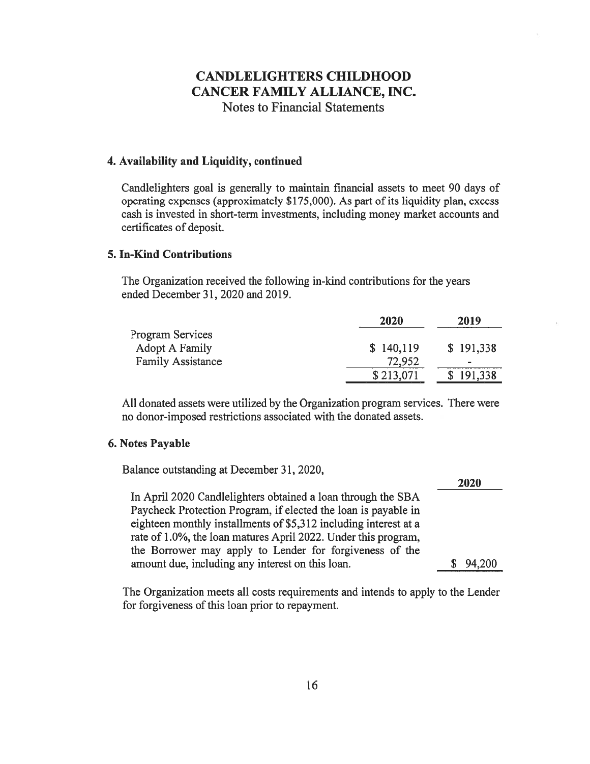# CANDLELIGHTERS CHILDHOOD CANCER FAMILY ALLIANCE, INC.

Notes to Financial Statements

### 4. Availability and Liquidity, continued

Candlelighters goal is generally to maintain financial assets to meet 90 days of operating expenses (approximately $175,000). As part of its liquidity plan, excess cash is invested in short-term investments, including money market accounts and certificates of deposit.

### 5. In-Kind Contributions

The Organization received the following in-kind contributions for the years ended December 31, 2020 and 2019.

| | 2020 | 2019 |
|---|---|---|
| Program Services | | |
| Adopt A Family | $ 140,119 | $ 191,338 |
| Family Assistance | 72,952 | - |
| | $ 213,071 | $ 191,338 |

All donated assets were utilized by the Organization program services. There were no donor-imposed restrictions associated with the donated assets.

### 6. Notes Payable

Balance outstanding at December 31, 2020,

| | 2020 |
|---|---|
| In April 2020 Candlelighters obtained a loan through the SBA Paycheck Protection Program, if elected the loan is payable in eighteen monthly installments of $5,312 including interest at a rate of 1.0%, the loan matures April 2022. Under this program, the Borrower may apply to Lender for forgiveness of the amount due, including any interest on this loan. | $ 94,200 |

The Organization meets all costs requirements and intends to apply to the Lender for forgiveness of this loan prior to repayment.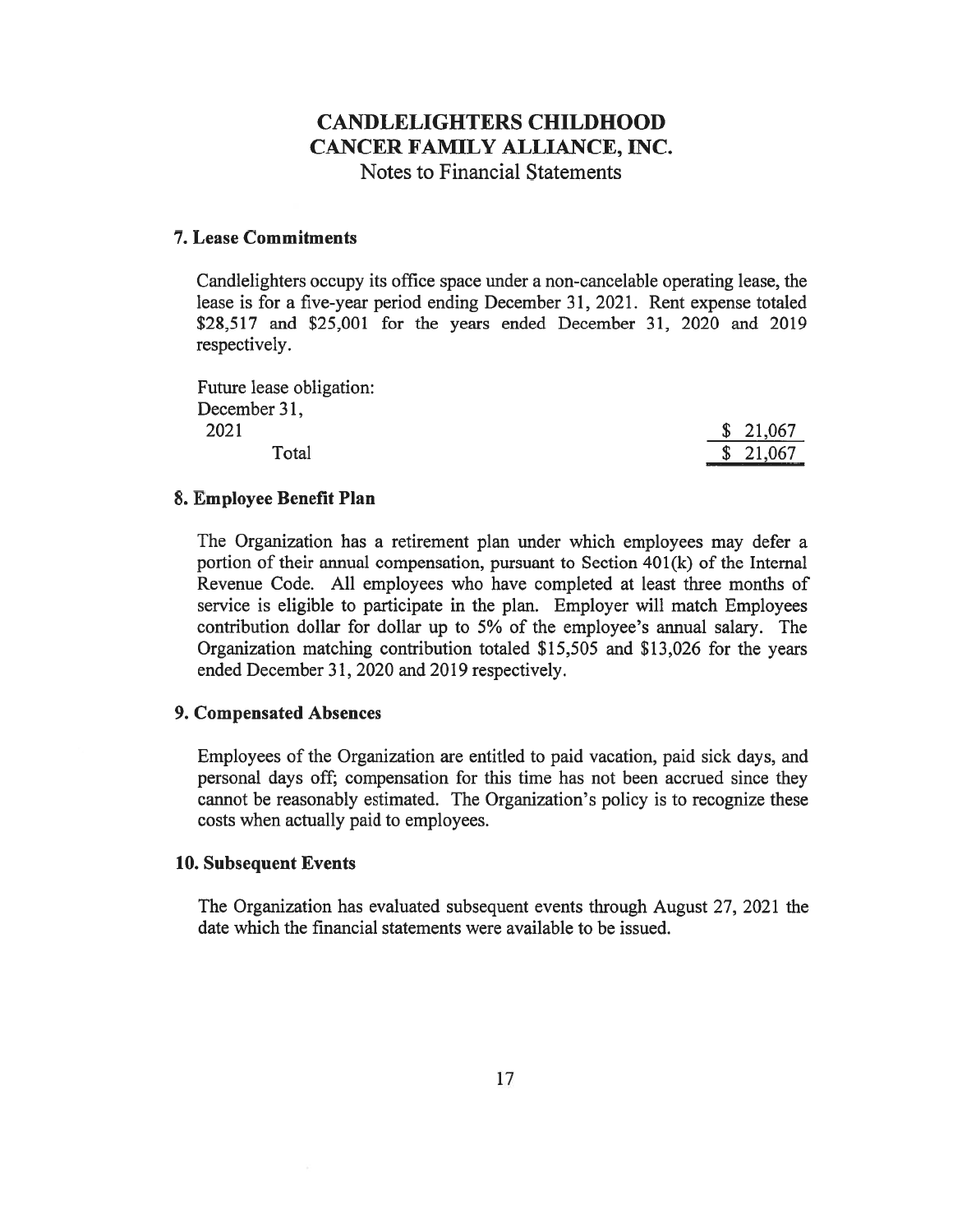# CANDLELIGHTERS CHILDHOOD CANCER FAMILY ALLIANCE, INC.

Notes to Financial Statements

## 7. Lease Commitments

Candlelighters occupy its office space under a non-cancelable operating lease, the lease is for a five-year period ending December 31, 2021. Rent expense totaled $28,517 and $25,001 for the years ended December 31, 2020 and 2019 respectively.

| | |
|---|---|
| Future lease obligation: | |
| December 31, | |
| 2021 | $ 21,067 |
| Total | $ 21,067 |

## 8. Employee Benefit Plan

The Organization has a retirement plan under which employees may defer a portion of their annual compensation, pursuant to Section 401(k) of the Internal Revenue Code. All employees who have completed at least three months of service is eligible to participate in the plan. Employer will match Employees contribution dollar for dollar up to 5% of the employee's annual salary. The Organization matching contribution totaled $15,505 and $13,026 for the years ended December 31, 2020 and 2019 respectively.

## 9. Compensated Absences

Employees of the Organization are entitled to paid vacation, paid sick days, and personal days off; compensation for this time has not been accrued since they cannot be reasonably estimated. The Organization's policy is to recognize these costs when actually paid to employees.

## 10. Subsequent Events

The Organization has evaluated subsequent events through August 27, 2021 the date which the financial statements were available to be issued.